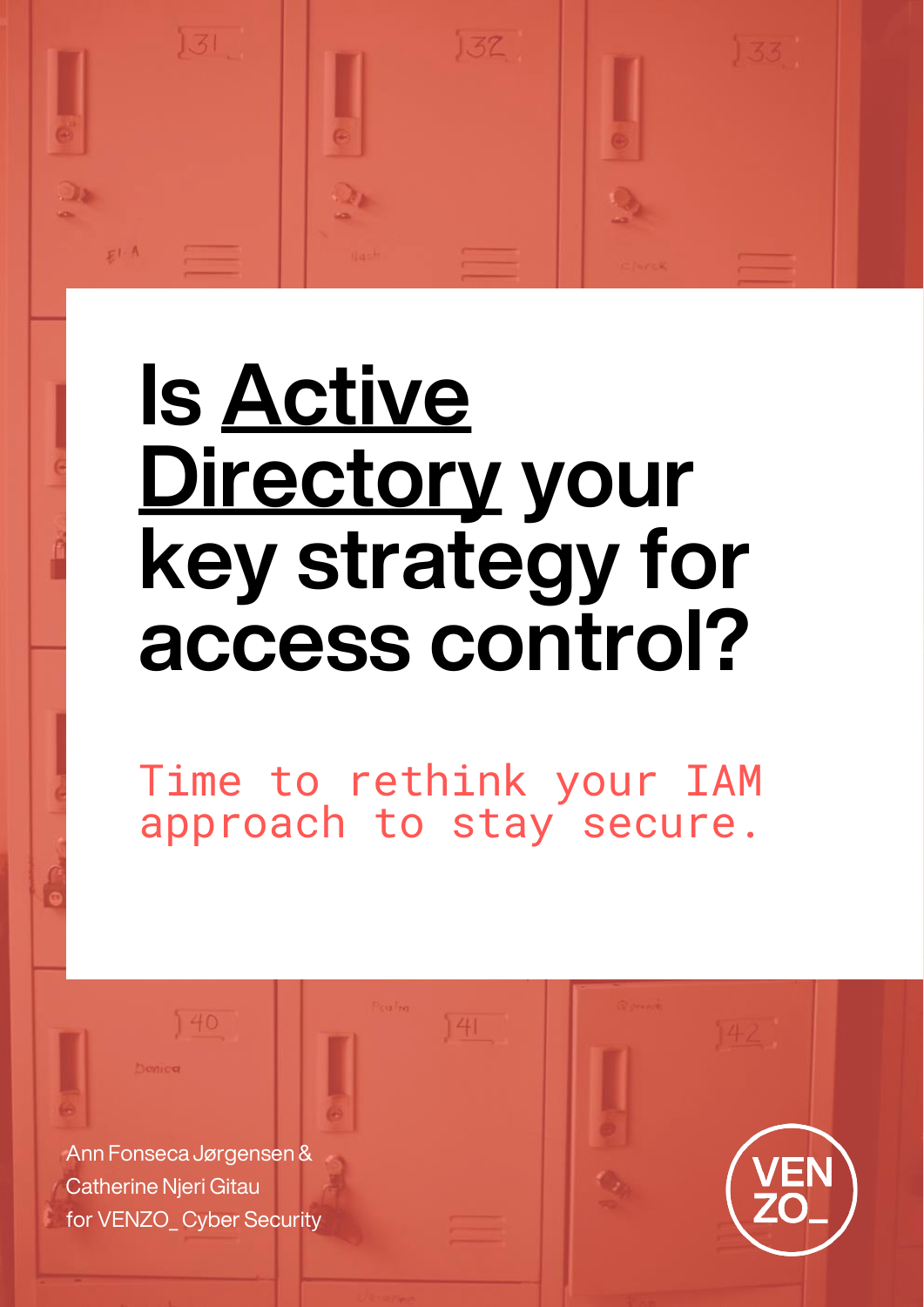# Is Active Directory your key strategy for access control?

Time to rethink your IAM approach to stay secure.

Ann Fonseca Jørgensen & Catherine Njeri Gitau for VENZO_ Cyber Security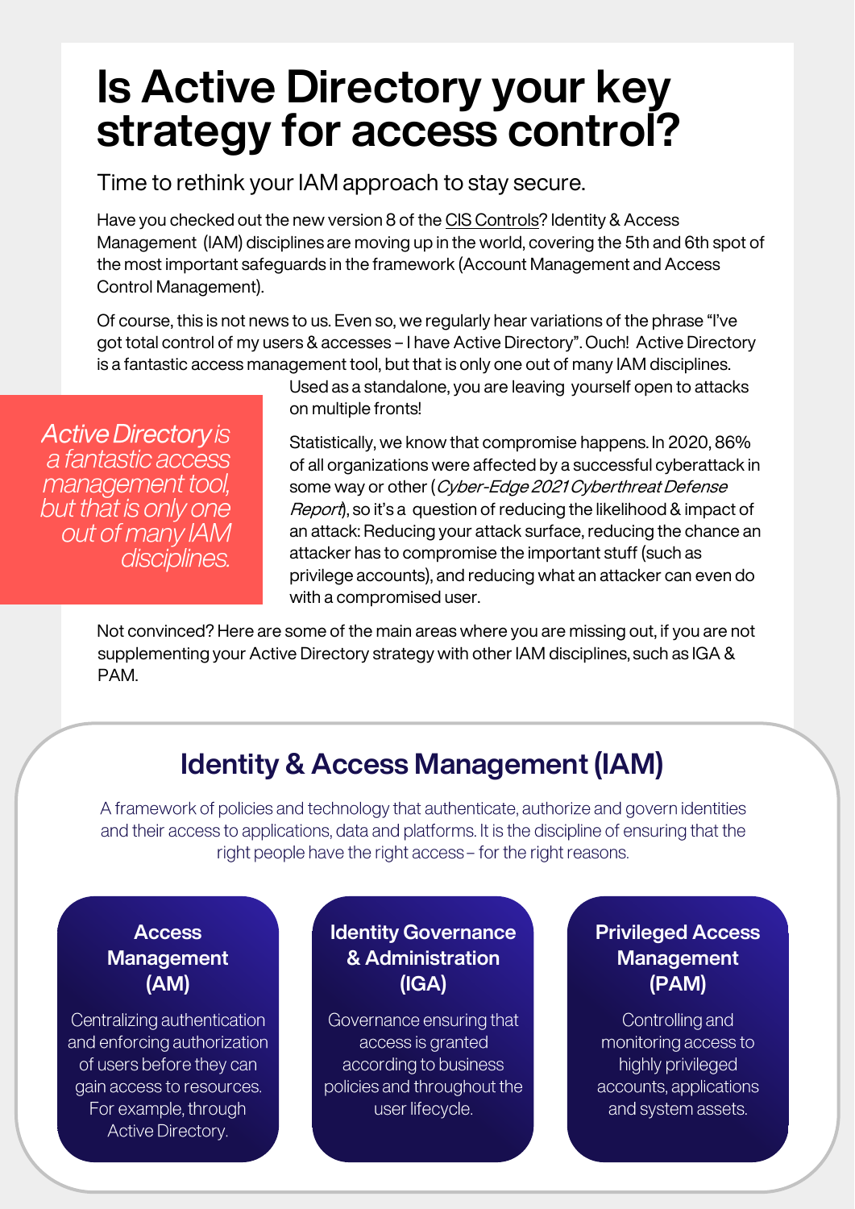# Is Active Directory your key strategy for access control?

Time to rethink your IAM approach to stay secure.

Have you checked out the new version 8 of the CIS Controls? Identity & Access Management (IAM) disciplines are moving up in the world, covering the 5th and 6th spot of the most important safeguards in the framework (Account Management and Access Control Management).

Of course, this is not news to us. Even so, we regularly hear variations of the phrase "I've got total control of my users & accesses – I have Active Directory". Ouch! Active Directory is a fantastic access management tool, but that is only one out of many IAM disciplines. Used as a standalone, you are leaving yourself open to attacks on multiple fronts!

*Active Directory is a fantastic access management tool, but that is only one out of many IAM disciplines.*

Statistically, we know that compromise happens. In 2020, 86% of all organizations were affected by a successful cyberattack in some way or other (*Cyber-Edge 2021 Cyberthreat Defense Report*), so it's a question of reducing the likelihood & impact of an attack: Reducing your attack surface, reducing the chance an attacker has to compromise the important stuff (such as privilege accounts), and reducing what an attacker can even do with a compromised user.

Not convinced? Here are some of the main areas where you are missing out, if you are not supplementing your Active Directory strategy with other IAM disciplines, such as IGA & PAM.

## Identity & Access Management (IAM)

A framework of policies and technology that authenticate, authorize and govern identities and their access to applications, data and platforms. It is the discipline of ensuring that the right people have the right access – for the right reasons.

### Access Management (AM)

Centralizing authentication and enforcing authorization of users before they can gain access to resources. For example, through Active Directory.

### Identity Governance & Administration (IGA)

Governance ensuring that access is granted according to business policies and throughout the user lifecycle.

### Privileged Access Management (PAM)

Controlling and monitoring access to highly privileged accounts, applications and system assets.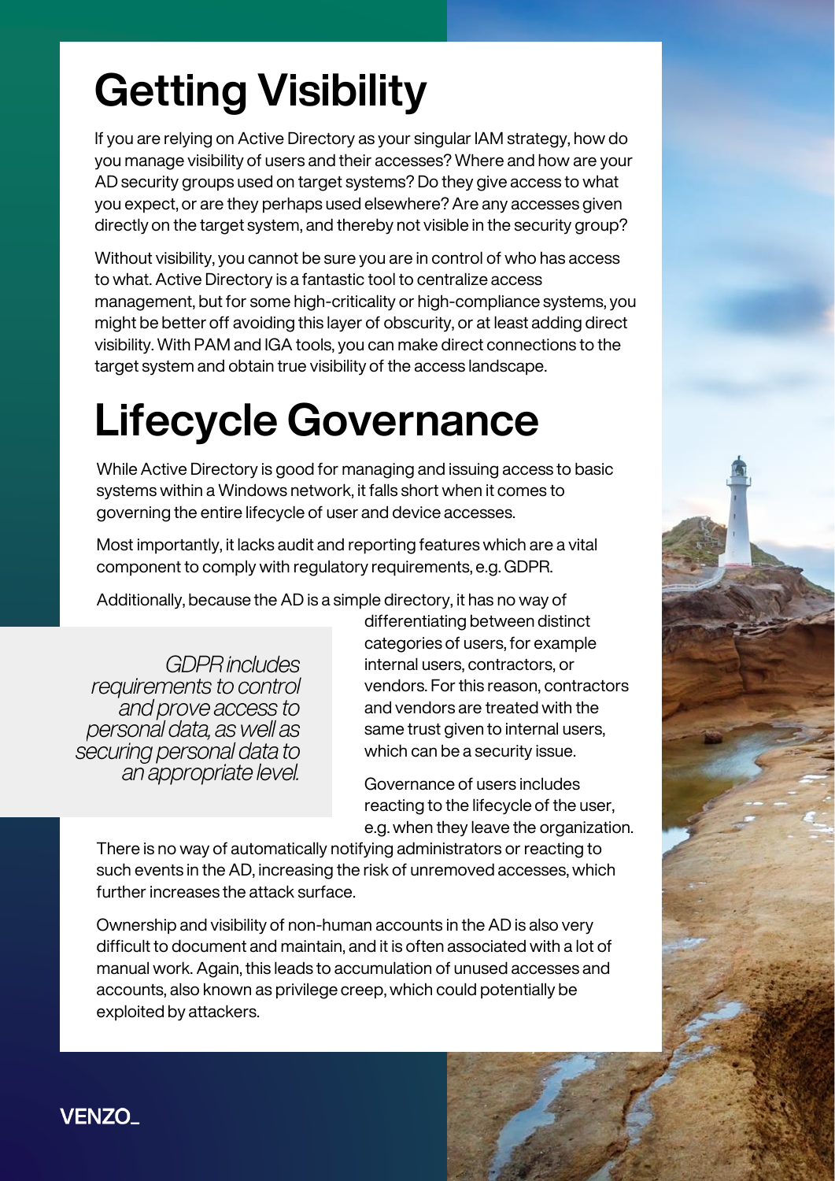# Getting Visibility

If you are relying on Active Directory as your singular IAM strategy, how do you manage visibility of users and their accesses? Where and how are your AD security groups used on target systems? Do they give access to what you expect, or are they perhaps used elsewhere? Are any accesses given directly on the target system, and thereby not visible in the security group?

Without visibility, you cannot be sure you are in control of who has access to what. Active Directory is a fantastic tool to centralize access management, but for some high-criticality or high-compliance systems, you might be better off avoiding this layer of obscurity, or at least adding direct visibility. With PAM and IGA tools, you can make direct connections to the target system and obtain true visibility of the access landscape.

# Lifecycle Governance

While Active Directory is good for managing and issuing access to basic systems within a Windows network, it falls short when it comes to governing the entire lifecycle of user and device accesses.

Most importantly, it lacks audit and reporting features which are a vital component to comply with regulatory requirements, e.g. GDPR.

Additionally, because the AD is a simple directory, it has no way of differentiating between distinct categories of users, for example internal users, contractors, or vendors. For this reason, contractors and vendors are treated with the same trust given to internal users, which can be a security issue.

> *GDPR includes requirements to control and prove access to personal data, as well as securing personal data to an appropriate level.*

Governance of users includes reacting to the lifecycle of the user, e.g. when they leave the organization. There is no way of automatically notifying administrators or reacting to such events in the AD, increasing the risk of unremoved accesses, which further increases the attack surface.

Ownership and visibility of non-human accounts in the AD is also very difficult to document and maintain, and it is often associated with a lot of manual work. Again, this leads to accumulation of unused accesses and accounts, also known as privilege creep, which could potentially be exploited by attackers.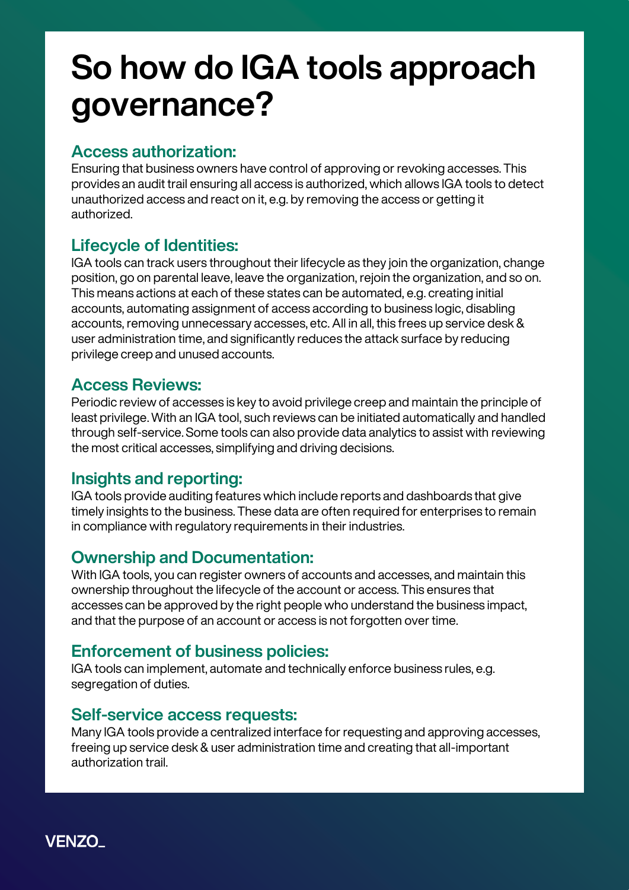# So how do IGA tools approach governance?

## Access authorization:

Ensuring that business owners have control of approving or revoking accesses. This provides an audit trail ensuring all access is authorized, which allows IGA tools to detect unauthorized access and react on it, e.g. by removing the access or getting it authorized.

## Lifecycle of Identities:

IGA tools can track users throughout their lifecycle as they join the organization, change position, go on parental leave, leave the organization, rejoin the organization, and so on. This means actions at each of these states can be automated, e.g. creating initial accounts, automating assignment of access according to business logic, disabling accounts, removing unnecessary accesses, etc. All in all, this frees up service desk & user administration time, and significantly reduces the attack surface by reducing privilege creep and unused accounts.

## Access Reviews:

Periodic review of accesses is key to avoid privilege creep and maintain the principle of least privilege. With an IGA tool, such reviews can be initiated automatically and handled through self-service. Some tools can also provide data analytics to assist with reviewing the most critical accesses, simplifying and driving decisions.

## Insights and reporting:

IGA tools provide auditing features which include reports and dashboards that give timely insights to the business. These data are often required for enterprises to remain in compliance with regulatory requirements in their industries.

## Ownership and Documentation:

With IGA tools, you can register owners of accounts and accesses, and maintain this ownership throughout the lifecycle of the account or access. This ensures that accesses can be approved by the right people who understand the business impact, and that the purpose of an account or access is not forgotten over time.

## Enforcement of business policies:

IGA tools can implement, automate and technically enforce business rules, e.g. segregation of duties.

## Self-service access requests:

Many IGA tools provide a centralized interface for requesting and approving accesses, freeing up service desk & user administration time and creating that all-important authorization trail.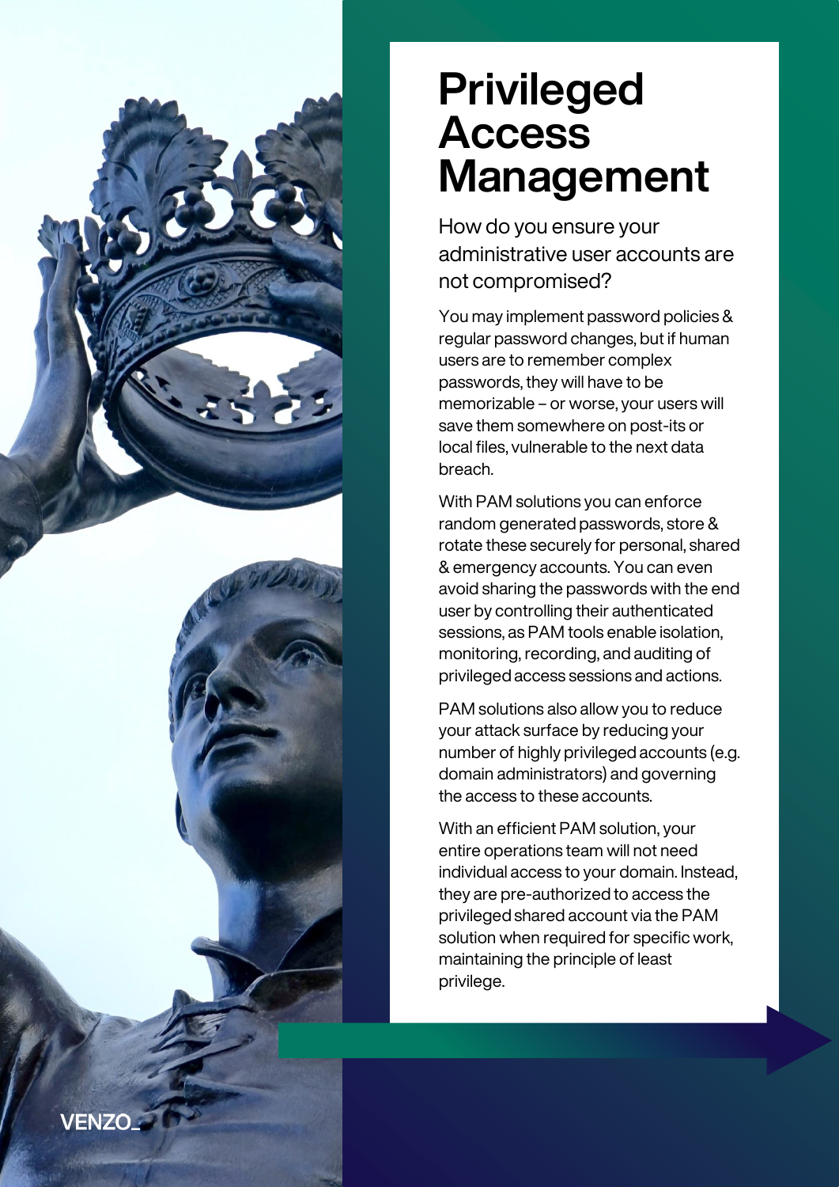# Privileged Access Management

## How do you ensure your administrative user accounts are not compromised?

You may implement password policies & regular password changes, but if human users are to remember complex passwords, they will have to be memorizable – or worse, your users will save them somewhere on post-its or local files, vulnerable to the next data breach.

With PAM solutions you can enforce random generated passwords, store & rotate these securely for personal, shared & emergency accounts. You can even avoid sharing the passwords with the end user by controlling their authenticated sessions, as PAM tools enable isolation, monitoring, recording, and auditing of privileged access sessions and actions.

PAM solutions also allow you to reduce your attack surface by reducing your number of highly privileged accounts (e.g. domain administrators) and governing the access to these accounts.

With an efficient PAM solution, your entire operations team will not need individual access to your domain. Instead, they are pre-authorized to access the privileged shared account via the PAM solution when required for specific work, maintaining the principle of least privilege.

VENZO_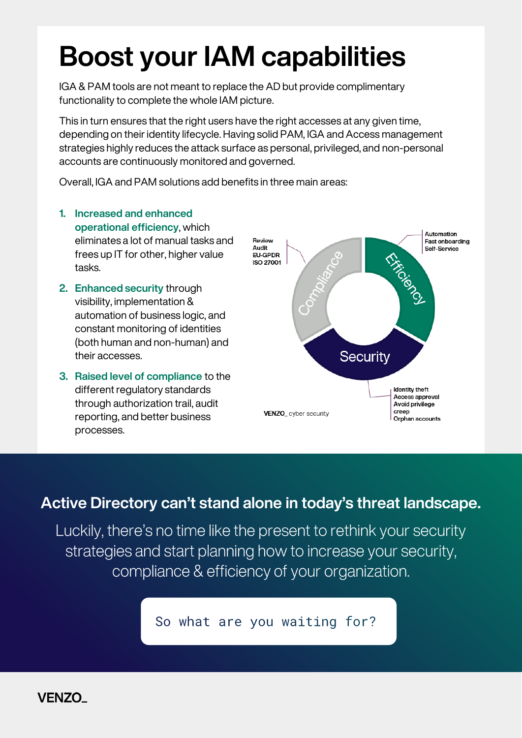# Boost your IAM capabilities

IGA & PAM tools are not meant to replace the AD but provide complimentary functionality to complete the whole IAM picture.

This in turn ensures that the right users have the right accesses at any given time, depending on their identity lifecycle. Having solid PAM, IGA and Access management strategies highly reduces the attack surface as personal, privileged, and non-personal accounts are continuously monitored and governed.

Overall, IGA and PAM solutions add benefits in three main areas:

1. **Increased and enhanced operational efficiency**, which eliminates a lot of manual tasks and frees up IT for other, higher value tasks.
2. **Enhanced security** through visibility, implementation & automation of business logic, and constant monitoring of identities (both human and non-human) and their accesses.
3. **Raised level of compliance** to the different regulatory standards through authorization trail, audit reporting, and better business processes.

Compliance: Review, Audit, EU-GPDR, ISO 27001

Efficiency: Automation, Fast onboarding, Self-Service

Security: Identity theft, Access approval, Avoid privilege creep, Orphan accounts

VENZO_ cyber security

## Active Directory can't stand alone in today's threat landscape.

Luckily, there's no time like the present to rethink your security strategies and start planning how to increase your security, compliance & efficiency of your organization.

So what are you waiting for?

VENZO_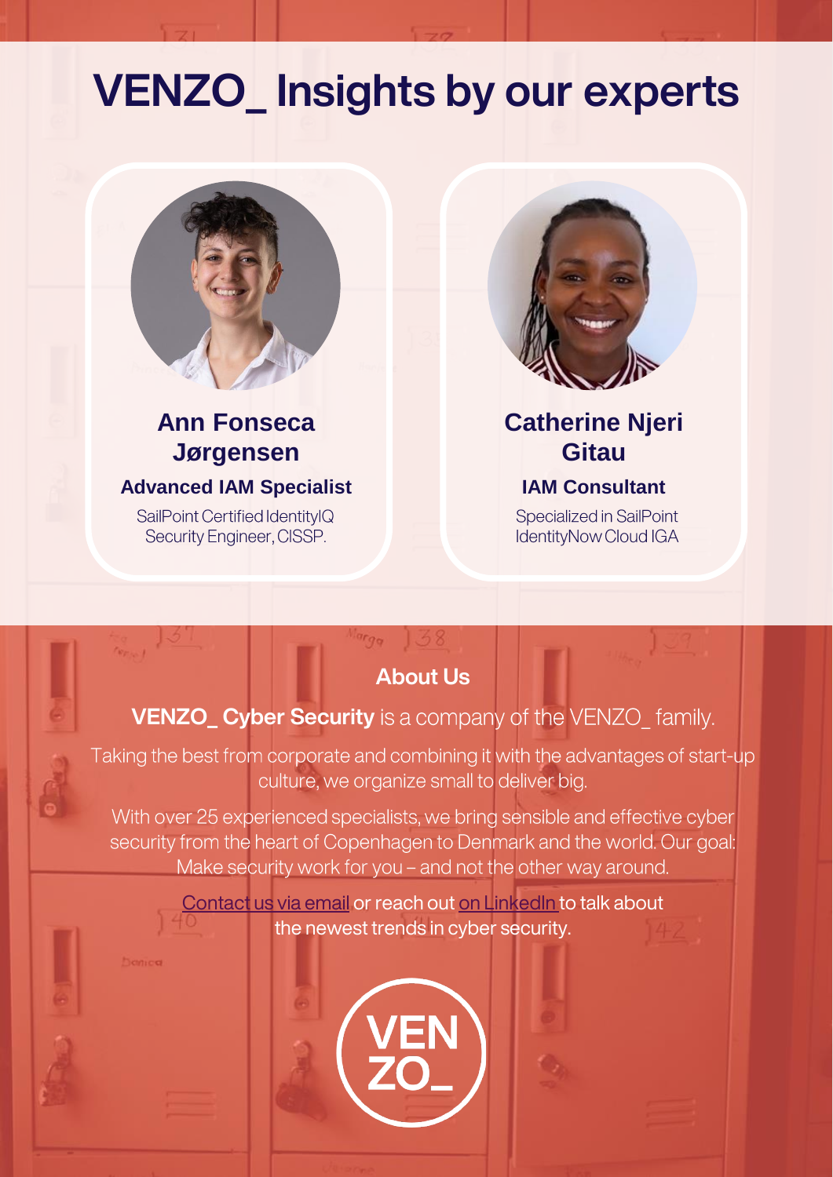# VENZO_ Insights by our experts

### Ann Fonseca Jørgensen

**Advanced IAM Specialist**

SailPoint Certified IdentityIQ Security Engineer, CISSP.

### Catherine Njeri Gitau

**IAM Consultant**

Specialized in SailPoint IdentityNow Cloud IGA

## About Us

**VENZO_ Cyber Security** is a company of the VENZO_ family.

Taking the best from corporate and combining it with the advantages of start-up culture, we organize small to deliver big.

With over 25 experienced specialists, we bring sensible and effective cyber security from the heart of Copenhagen to Denmark and the world. Our goal: Make security work for you – and not the other way around.

Contact us via email or reach out on LinkedIn to talk about the newest trends in cyber security.

VEN ZO_